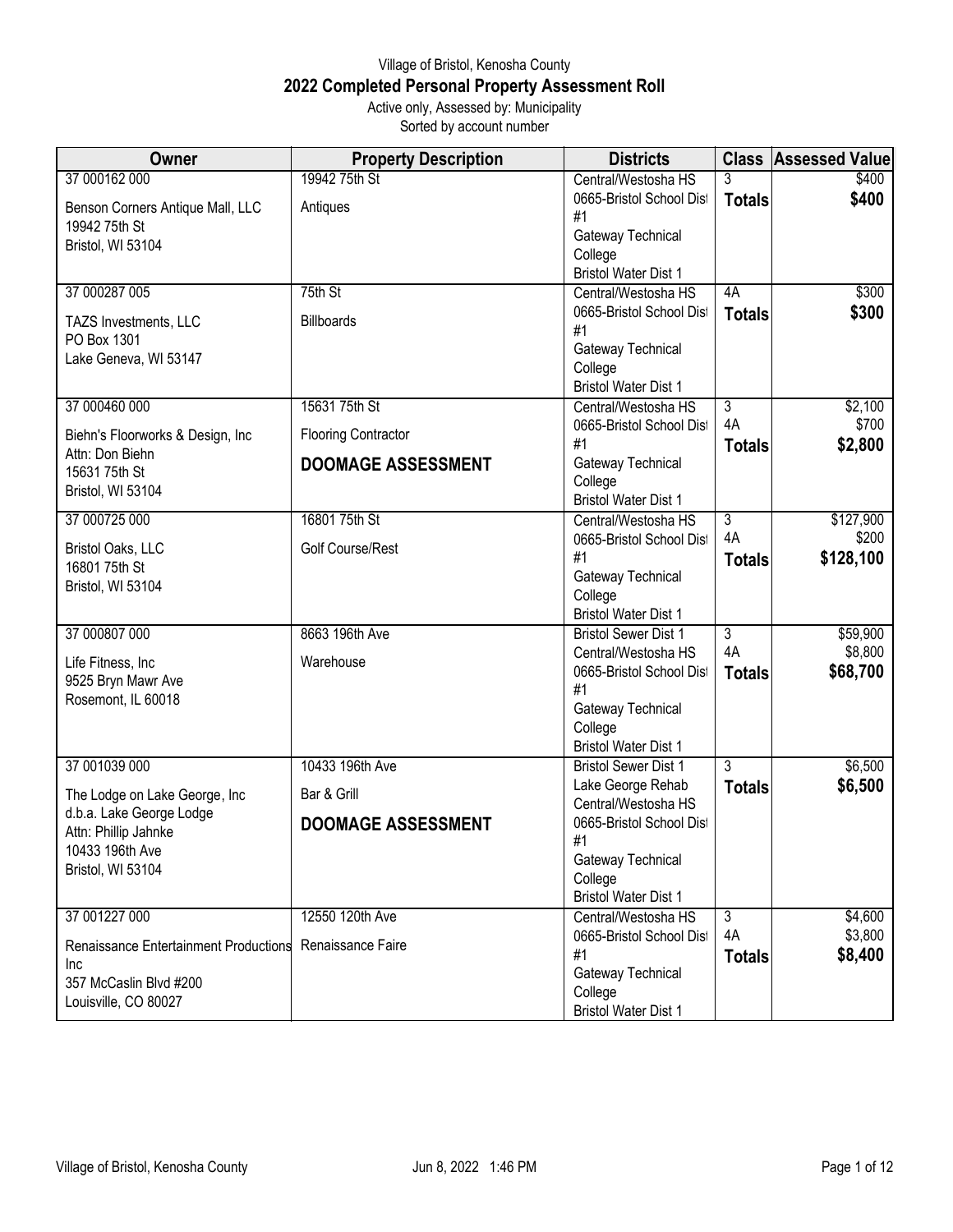# Village of Bristol, Kenosha County

## 2022 Completed Personal Property Assessment Roll

Active only, Assessed by: Municipality

Sorted by account number

| Owner | Property Description | Districts | Class | Assessed Value |
|---|---|---|---|---|
| 37 000162 000<br>Benson Corners Antique Mall, LLC<br>19942 75th St<br>Bristol, WI 53104 | 19942 75th St<br>Antiques | Central/Westosha HS<br>0665-Bristol School Dist #1<br>Gateway Technical College<br>Bristol Water Dist 1 | 3<br>**Totals** | $400<br>**$400** |
| 37 000287 005<br>TAZS Investments, LLC<br>PO Box 1301<br>Lake Geneva, WI 53147 | 75th St<br>Billboards | Central/Westosha HS<br>0665-Bristol School Dist #1<br>Gateway Technical College<br>Bristol Water Dist 1 | 4A<br>**Totals** | $300<br>**$300** |
| 37 000460 000<br>Biehn's Floorworks & Design, Inc<br>Attn: Don Biehn<br>15631 75th St<br>Bristol, WI 53104 | 15631 75th St<br>Flooring Contractor<br>**DOOMAGE ASSESSMENT** | Central/Westosha HS<br>0665-Bristol School Dist #1<br>Gateway Technical College<br>Bristol Water Dist 1 | 3<br>4A<br>**Totals** | $2,100<br>$700<br>**$2,800** |
| 37 000725 000<br>Bristol Oaks, LLC<br>16801 75th St<br>Bristol, WI 53104 | 16801 75th St<br>Golf Course/Rest | Central/Westosha HS<br>0665-Bristol School Dist #1<br>Gateway Technical College<br>Bristol Water Dist 1 | 3<br>4A<br>**Totals** | $127,900<br>$200<br>**$128,100** |
| 37 000807 000<br>Life Fitness, Inc<br>9525 Bryn Mawr Ave<br>Rosemont, IL 60018 | 8663 196th Ave<br>Warehouse | Bristol Sewer Dist 1<br>Central/Westosha HS<br>0665-Bristol School Dist #1<br>Gateway Technical College<br>Bristol Water Dist 1 | 3<br>4A<br>**Totals** | $59,900<br>$8,800<br>**$68,700** |
| 37 001039 000<br>The Lodge on Lake George, Inc<br>d.b.a. Lake George Lodge<br>Attn: Phillip Jahnke<br>10433 196th Ave<br>Bristol, WI 53104 | 10433 196th Ave<br>Bar & Grill<br>**DOOMAGE ASSESSMENT** | Bristol Sewer Dist 1<br>Lake George Rehab<br>Central/Westosha HS<br>0665-Bristol School Dist #1<br>Gateway Technical College<br>Bristol Water Dist 1 | 3<br>**Totals** | $6,500<br>**$6,500** |
| 37 001227 000<br>Renaissance Entertainment Productions Inc<br>357 McCaslin Blvd #200<br>Louisville, CO 80027 | 12550 120th Ave<br>Renaissance Faire | Central/Westosha HS<br>0665-Bristol School Dist #1<br>Gateway Technical College<br>Bristol Water Dist 1 | 3<br>4A<br>**Totals** | $4,600<br>$3,800<br>**$8,400** |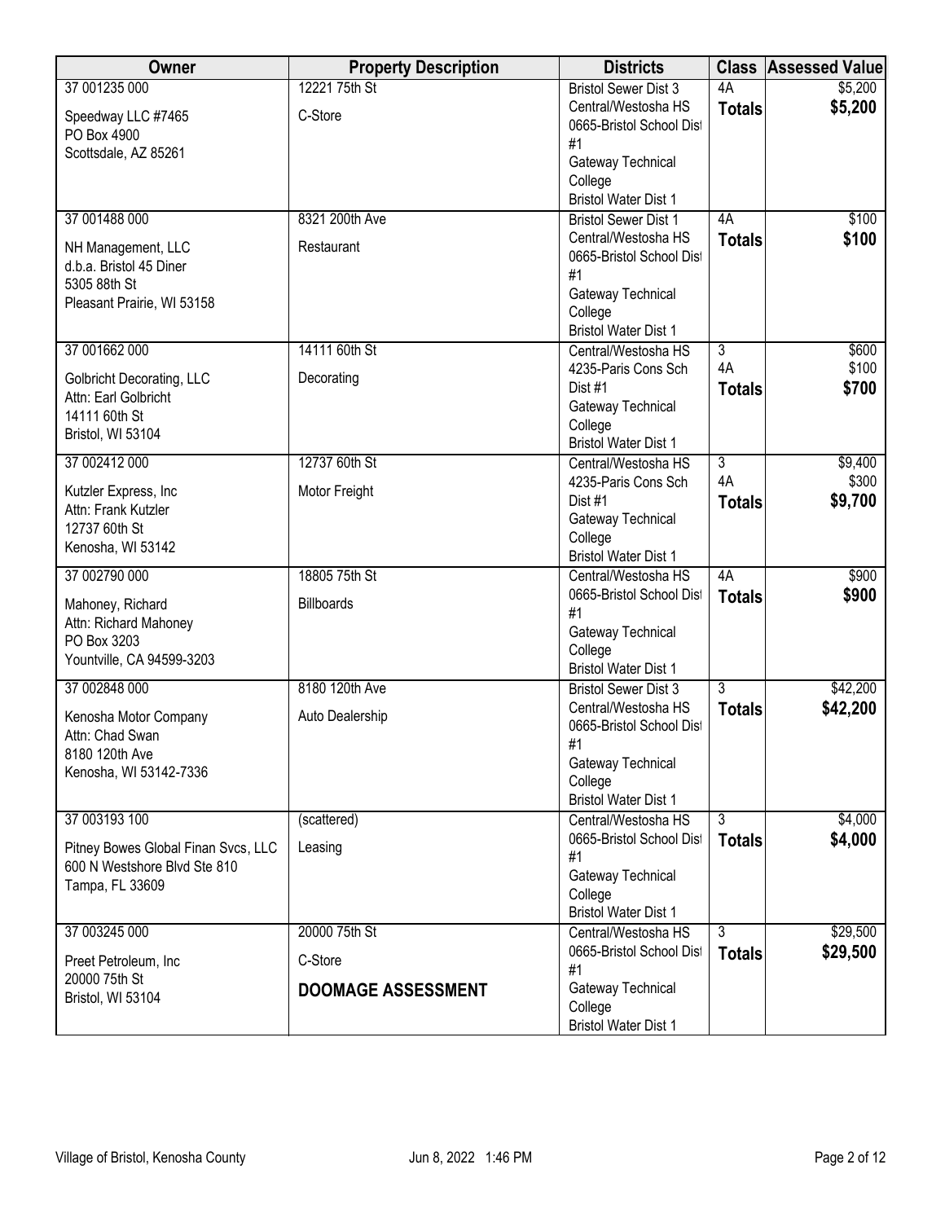| Owner | Property Description | Districts | Class | Assessed Value |
|---|---|---|---|---|
| 37 001235 000<br>Speedway LLC #7465<br>PO Box 4900<br>Scottsdale, AZ 85261 | 12221 75th St<br>C-Store | Bristol Sewer Dist 3<br>Central/Westosha HS<br>0665-Bristol School Dist #1<br>Gateway Technical College<br>Bristol Water Dist 1 | 4A<br>**Totals** | $5,200<br>**$5,200** |
| 37 001488 000<br>NH Management, LLC<br>d.b.a. Bristol 45 Diner<br>5305 88th St<br>Pleasant Prairie, WI 53158 | 8321 200th Ave<br>Restaurant | Bristol Sewer Dist 1<br>Central/Westosha HS<br>0665-Bristol School Dist #1<br>Gateway Technical College<br>Bristol Water Dist 1 | 4A<br>**Totals** | $100<br>**$100** |
| 37 001662 000<br>Golbricht Decorating, LLC<br>Attn: Earl Golbricht<br>14111 60th St<br>Bristol, WI 53104 | 14111 60th St<br>Decorating | Central/Westosha HS<br>4235-Paris Cons Sch Dist #1<br>Gateway Technical College<br>Bristol Water Dist 1 | 3<br>4A<br>**Totals** | $600<br>$100<br>**$700** |
| 37 002412 000<br>Kutzler Express, Inc<br>Attn: Frank Kutzler<br>12737 60th St<br>Kenosha, WI 53142 | 12737 60th St<br>Motor Freight | Central/Westosha HS<br>4235-Paris Cons Sch Dist #1<br>Gateway Technical College<br>Bristol Water Dist 1 | 3<br>4A<br>**Totals** | $9,400<br>$300<br>**$9,700** |
| 37 002790 000<br>Mahoney, Richard<br>Attn: Richard Mahoney<br>PO Box 3203<br>Yountville, CA 94599-3203 | 18805 75th St<br>Billboards | Central/Westosha HS<br>0665-Bristol School Dist #1<br>Gateway Technical College<br>Bristol Water Dist 1 | 4A<br>**Totals** | $900<br>**$900** |
| 37 002848 000<br>Kenosha Motor Company<br>Attn: Chad Swan<br>8180 120th Ave<br>Kenosha, WI 53142-7336 | 8180 120th Ave<br>Auto Dealership | Bristol Sewer Dist 3<br>Central/Westosha HS<br>0665-Bristol School Dist #1<br>Gateway Technical College<br>Bristol Water Dist 1 | 3<br>**Totals** | $42,200<br>**$42,200** |
| 37 003193 100<br>Pitney Bowes Global Finan Svcs, LLC<br>600 N Westshore Blvd Ste 810<br>Tampa, FL 33609 | (scattered)<br>Leasing | Central/Westosha HS<br>0665-Bristol School Dist #1<br>Gateway Technical College<br>Bristol Water Dist 1 | 3<br>**Totals** | $4,000<br>**$4,000** |
| 37 003245 000<br>Preet Petroleum, Inc<br>20000 75th St<br>Bristol, WI 53104 | 20000 75th St<br>C-Store<br>**DOOMAGE ASSESSMENT** | Central/Westosha HS<br>0665-Bristol School Dist #1<br>Gateway Technical College<br>Bristol Water Dist 1 | 3<br>**Totals** | $29,500<br>**$29,500** |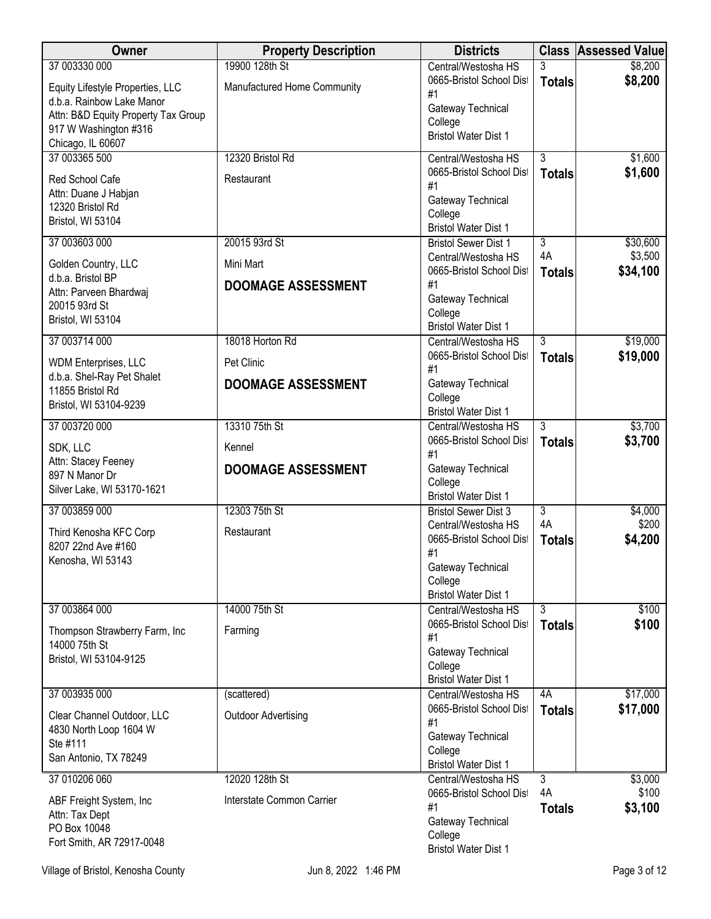| Owner | Property Description | Districts | Class | Assessed Value |
|---|---|---|---|---|
| 37 003330 000<br>Equity Lifestyle Properties, LLC<br>d.b.a. Rainbow Lake Manor<br>Attn: B&D Equity Property Tax Group<br>917 W Washington #316<br>Chicago, IL 60607 | 19900 128th St<br>Manufactured Home Community | Central/Westosha HS<br>0665-Bristol School Dist #1<br>Gateway Technical College<br>Bristol Water Dist 1 | 3<br>**Totals** | $8,200<br>**$8,200** |
| 37 003365 500<br>Red School Cafe<br>Attn: Duane J Habjan<br>12320 Bristol Rd<br>Bristol, WI 53104 | 12320 Bristol Rd<br>Restaurant | Central/Westosha HS<br>0665-Bristol School Dist #1<br>Gateway Technical College<br>Bristol Water Dist 1 | 3<br>**Totals** | $1,600<br>**$1,600** |
| 37 003603 000<br>Golden Country, LLC<br>d.b.a. Bristol BP<br>Attn: Parveen Bhardwaj<br>20015 93rd St<br>Bristol, WI 53104 | 20015 93rd St<br>Mini Mart<br>**DOOMAGE ASSESSMENT** | Bristol Sewer Dist 1<br>Central/Westosha HS<br>0665-Bristol School Dist #1<br>Gateway Technical College<br>Bristol Water Dist 1 | 3<br>4A<br>**Totals** | $30,600<br>$3,500<br>**$34,100** |
| 37 003714 000<br>WDM Enterprises, LLC<br>d.b.a. Shel-Ray Pet Shalet<br>11855 Bristol Rd<br>Bristol, WI 53104-9239 | 18018 Horton Rd<br>Pet Clinic<br>**DOOMAGE ASSESSMENT** | Central/Westosha HS<br>0665-Bristol School Dist #1<br>Gateway Technical College<br>Bristol Water Dist 1 | 3<br>**Totals** | $19,000<br>**$19,000** |
| 37 003720 000<br>SDK, LLC<br>Attn: Stacey Feeney<br>897 N Manor Dr<br>Silver Lake, WI 53170-1621 | 13310 75th St<br>Kennel<br>**DOOMAGE ASSESSMENT** | Central/Westosha HS<br>0665-Bristol School Dist #1<br>Gateway Technical College<br>Bristol Water Dist 1 | 3<br>**Totals** | $3,700<br>**$3,700** |
| 37 003859 000<br>Third Kenosha KFC Corp<br>8207 22nd Ave #160<br>Kenosha, WI 53143 | 12303 75th St<br>Restaurant | Bristol Sewer Dist 3<br>Central/Westosha HS<br>0665-Bristol School Dist #1<br>Gateway Technical College<br>Bristol Water Dist 1 | 3<br>4A<br>**Totals** | $4,000<br>$200<br>**$4,200** |
| 37 003864 000<br>Thompson Strawberry Farm, Inc<br>14000 75th St<br>Bristol, WI 53104-9125 | 14000 75th St<br>Farming | Central/Westosha HS<br>0665-Bristol School Dist #1<br>Gateway Technical College<br>Bristol Water Dist 1 | 3<br>**Totals** | $100<br>**$100** |
| 37 003935 000<br>Clear Channel Outdoor, LLC<br>4830 North Loop 1604 W<br>Ste #111<br>San Antonio, TX 78249 | (scattered)<br>Outdoor Advertising | Central/Westosha HS<br>0665-Bristol School Dist #1<br>Gateway Technical College<br>Bristol Water Dist 1 | 4A<br>**Totals** | $17,000<br>**$17,000** |
| 37 010206 060<br>ABF Freight System, Inc<br>Attn: Tax Dept<br>PO Box 10048<br>Fort Smith, AR 72917-0048 | 12020 128th St<br>Interstate Common Carrier | Central/Westosha HS<br>0665-Bristol School Dist #1<br>Gateway Technical College<br>Bristol Water Dist 1 | 3<br>4A<br>**Totals** | $3,000<br>$100<br>**$3,100** |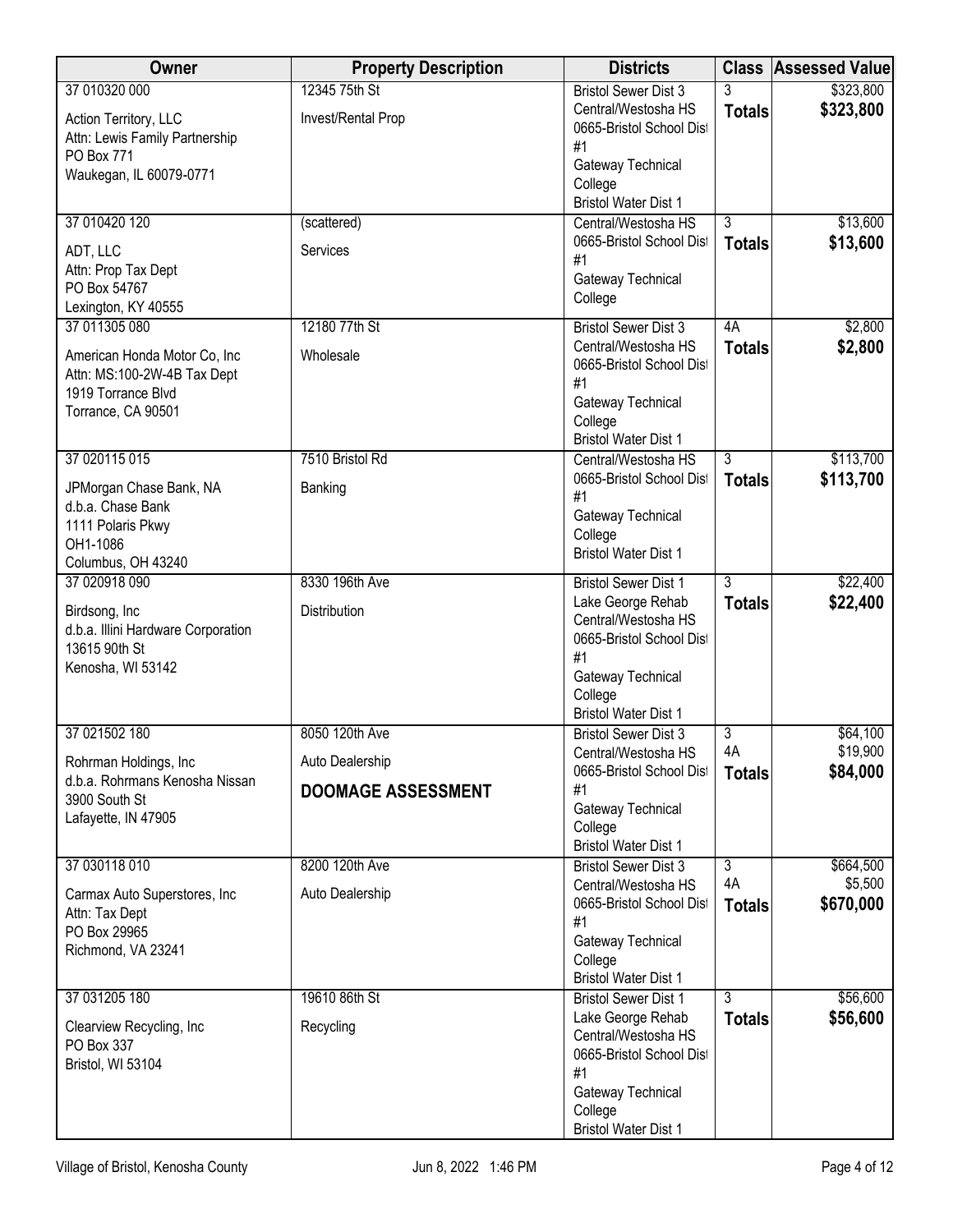| Owner | Property Description | Districts | Class | Assessed Value |
|---|---|---|---|---|
| 37 010320 000<br>Action Territory, LLC<br>Attn: Lewis Family Partnership<br>PO Box 771<br>Waukegan, IL 60079-0771 | 12345 75th St<br>Invest/Rental Prop | Bristol Sewer Dist 3<br>Central/Westosha HS<br>0665-Bristol School Dist #1<br>Gateway Technical College<br>Bristol Water Dist 1 | 3<br>**Totals** | $323,800<br>**$323,800** |
| 37 010420 120<br>ADT, LLC<br>Attn: Prop Tax Dept<br>PO Box 54767<br>Lexington, KY 40555 | (scattered)<br>Services | Central/Westosha HS<br>0665-Bristol School Dist #1<br>Gateway Technical College | 3<br>**Totals** | $13,600<br>**$13,600** |
| 37 011305 080<br>American Honda Motor Co, Inc<br>Attn: MS:100-2W-4B Tax Dept<br>1919 Torrance Blvd<br>Torrance, CA 90501 | 12180 77th St<br>Wholesale | Bristol Sewer Dist 3<br>Central/Westosha HS<br>0665-Bristol School Dist #1<br>Gateway Technical College<br>Bristol Water Dist 1 | 4A<br>**Totals** | $2,800<br>**$2,800** |
| 37 020115 015<br>JPMorgan Chase Bank, NA<br>d.b.a. Chase Bank<br>1111 Polaris Pkwy<br>OH1-1086<br>Columbus, OH 43240 | 7510 Bristol Rd<br>Banking | Central/Westosha HS<br>0665-Bristol School Dist #1<br>Gateway Technical College<br>Bristol Water Dist 1 | 3<br>**Totals** | $113,700<br>**$113,700** |
| 37 020918 090<br>Birdsong, Inc<br>d.b.a. Illini Hardware Corporation<br>13615 90th St<br>Kenosha, WI 53142 | 8330 196th Ave<br>Distribution | Bristol Sewer Dist 1<br>Lake George Rehab<br>Central/Westosha HS<br>0665-Bristol School Dist #1<br>Gateway Technical College<br>Bristol Water Dist 1 | 3<br>**Totals** | $22,400<br>**$22,400** |
| 37 021502 180<br>Rohrman Holdings, Inc<br>d.b.a. Rohrmans Kenosha Nissan<br>3900 South St<br>Lafayette, IN 47905 | 8050 120th Ave<br>Auto Dealership<br>**DOOMAGE ASSESSMENT** | Bristol Sewer Dist 3<br>Central/Westosha HS<br>0665-Bristol School Dist #1<br>Gateway Technical College<br>Bristol Water Dist 1 | 3<br>4A<br>**Totals** | $64,100<br>$19,900<br>**$84,000** |
| 37 030118 010<br>Carmax Auto Superstores, Inc<br>Attn: Tax Dept<br>PO Box 29965<br>Richmond, VA 23241 | 8200 120th Ave<br>Auto Dealership | Bristol Sewer Dist 3<br>Central/Westosha HS<br>0665-Bristol School Dist #1<br>Gateway Technical College<br>Bristol Water Dist 1 | 3<br>4A<br>**Totals** | $664,500<br>$5,500<br>**$670,000** |
| 37 031205 180<br>Clearview Recycling, Inc<br>PO Box 337<br>Bristol, WI 53104 | 19610 86th St<br>Recycling | Bristol Sewer Dist 1<br>Lake George Rehab<br>Central/Westosha HS<br>0665-Bristol School Dist #1<br>Gateway Technical College<br>Bristol Water Dist 1 | 3<br>**Totals** | $56,600<br>**$56,600** |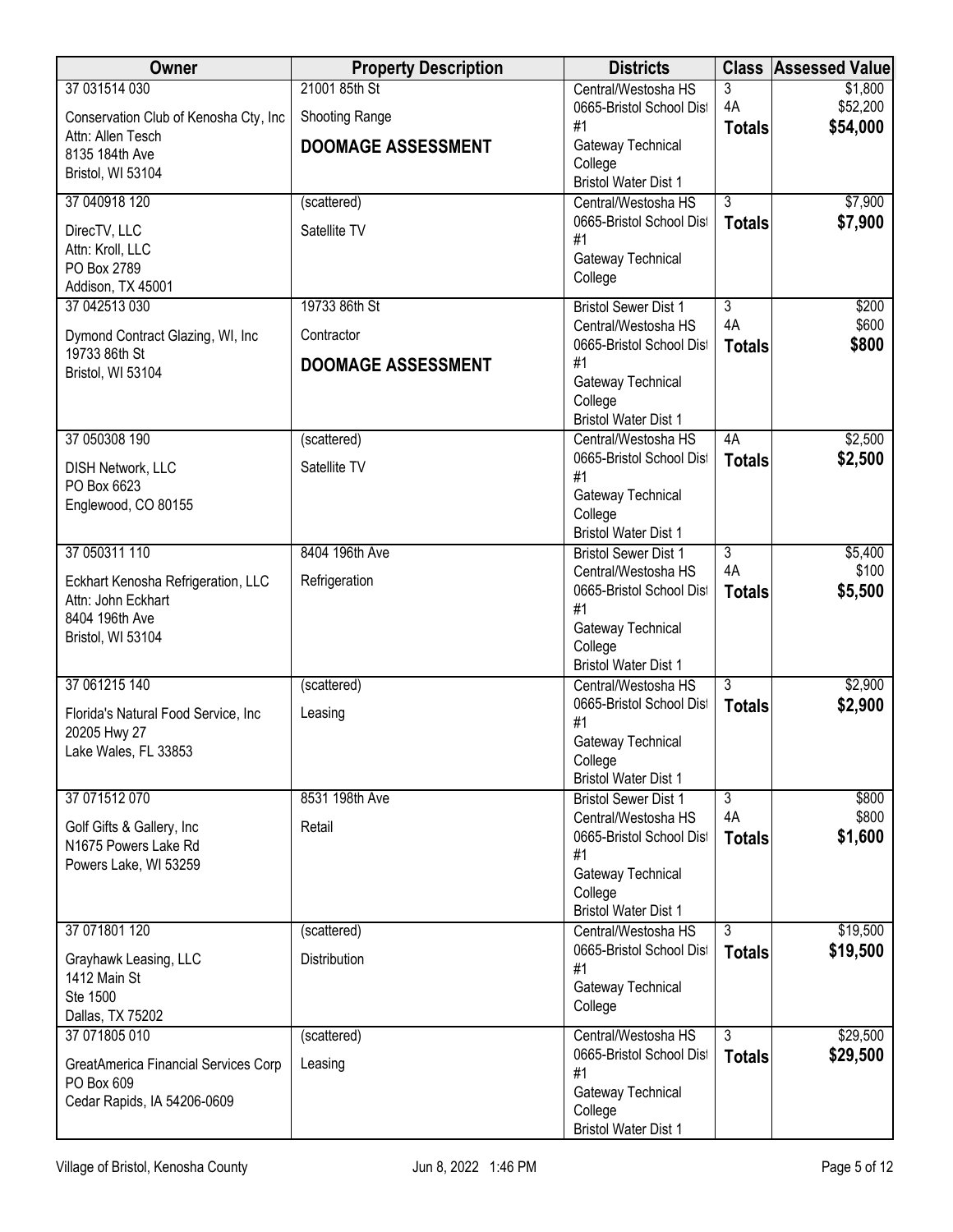| Owner | Property Description | Districts | Class | Assessed Value |
|---|---|---|---|---|
| 37 031514 030<br>Conservation Club of Kenosha Cty, Inc<br>Attn: Allen Tesch<br>8135 184th Ave<br>Bristol, WI 53104 | 21001 85th St<br>Shooting Range<br>**DOOMAGE ASSESSMENT** | Central/Westosha HS<br>0665-Bristol School Dist #1<br>Gateway Technical College<br>Bristol Water Dist 1 | 3<br>4A<br>**Totals** | $1,800<br>$52,200<br>**$54,000** |
| 37 040918 120<br>DirecTV, LLC<br>Attn: Kroll, LLC<br>PO Box 2789<br>Addison, TX 45001 | (scattered)<br>Satellite TV | Central/Westosha HS<br>0665-Bristol School Dist #1<br>Gateway Technical College | 3<br>**Totals** | $7,900<br>**$7,900** |
| 37 042513 030<br>Dymond Contract Glazing, WI, Inc<br>19733 86th St<br>Bristol, WI 53104 | 19733 86th St<br>Contractor<br>**DOOMAGE ASSESSMENT** | Bristol Sewer Dist 1<br>Central/Westosha HS<br>0665-Bristol School Dist #1<br>Gateway Technical College<br>Bristol Water Dist 1 | 3<br>4A<br>**Totals** | $200<br>$600<br>**$800** |
| 37 050308 190<br>DISH Network, LLC<br>PO Box 6623<br>Englewood, CO 80155 | (scattered)<br>Satellite TV | Central/Westosha HS<br>0665-Bristol School Dist #1<br>Gateway Technical College<br>Bristol Water Dist 1 | 4A<br>**Totals** | $2,500<br>**$2,500** |
| 37 050311 110<br>Eckhart Kenosha Refrigeration, LLC<br>Attn: John Eckhart<br>8404 196th Ave<br>Bristol, WI 53104 | 8404 196th Ave<br>Refrigeration | Bristol Sewer Dist 1<br>Central/Westosha HS<br>0665-Bristol School Dist #1<br>Gateway Technical College<br>Bristol Water Dist 1 | 3<br>4A<br>**Totals** | $5,400<br>$100<br>**$5,500** |
| 37 061215 140<br>Florida's Natural Food Service, Inc<br>20205 Hwy 27<br>Lake Wales, FL 33853 | (scattered)<br>Leasing | Central/Westosha HS<br>0665-Bristol School Dist #1<br>Gateway Technical College<br>Bristol Water Dist 1 | 3<br>**Totals** | $2,900<br>**$2,900** |
| 37 071512 070<br>Golf Gifts & Gallery, Inc<br>N1675 Powers Lake Rd<br>Powers Lake, WI 53259 | 8531 198th Ave<br>Retail | Bristol Sewer Dist 1<br>Central/Westosha HS<br>0665-Bristol School Dist #1<br>Gateway Technical College<br>Bristol Water Dist 1 | 3<br>4A<br>**Totals** | $800<br>$800<br>**$1,600** |
| 37 071801 120<br>Grayhawk Leasing, LLC<br>1412 Main St<br>Ste 1500<br>Dallas, TX 75202 | (scattered)<br>Distribution | Central/Westosha HS<br>0665-Bristol School Dist #1<br>Gateway Technical College | 3<br>**Totals** | $19,500<br>**$19,500** |
| 37 071805 010<br>GreatAmerica Financial Services Corp<br>PO Box 609<br>Cedar Rapids, IA 54206-0609 | (scattered)<br>Leasing | Central/Westosha HS<br>0665-Bristol School Dist #1<br>Gateway Technical College<br>Bristol Water Dist 1 | 3<br>**Totals** | $29,500<br>**$29,500** |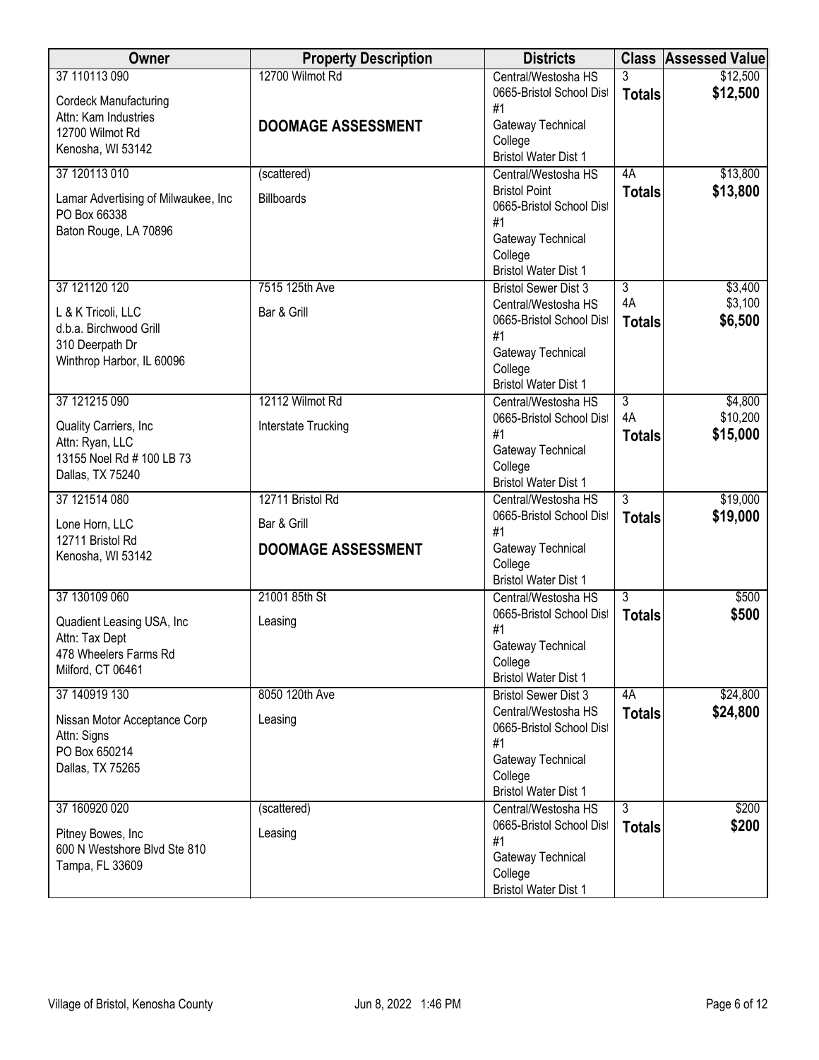| Owner | Property Description | Districts | Class | Assessed Value |
|---|---|---|---|---|
| 37 110113 090<br>Cordeck Manufacturing<br>Attn: Kam Industries<br>12700 Wilmot Rd<br>Kenosha, WI 53142 | 12700 Wilmot Rd<br>**DOOMAGE ASSESSMENT** | Central/Westosha HS<br>0665-Bristol School Dist #1<br>Gateway Technical College<br>Bristol Water Dist 1 | 3<br>**Totals** | $12,500<br>**$12,500** |
| 37 120113 010<br>Lamar Advertising of Milwaukee, Inc<br>PO Box 66338<br>Baton Rouge, LA 70896 | (scattered)<br>Billboards | Central/Westosha HS<br>Bristol Point<br>0665-Bristol School Dist #1<br>Gateway Technical College<br>Bristol Water Dist 1 | 4A<br>**Totals** | $13,800<br>**$13,800** |
| 37 121120 120<br>L & K Tricoli, LLC<br>d.b.a. Birchwood Grill<br>310 Deerpath Dr<br>Winthrop Harbor, IL 60096 | 7515 125th Ave<br>Bar & Grill | Bristol Sewer Dist 3<br>Central/Westosha HS<br>0665-Bristol School Dist #1<br>Gateway Technical College<br>Bristol Water Dist 1 | 3<br>4A<br>**Totals** | $3,400<br>$3,100<br>**$6,500** |
| 37 121215 090<br>Quality Carriers, Inc<br>Attn: Ryan, LLC<br>13155 Noel Rd # 100 LB 73<br>Dallas, TX 75240 | 12112 Wilmot Rd<br>Interstate Trucking | Central/Westosha HS<br>0665-Bristol School Dist #1<br>Gateway Technical College<br>Bristol Water Dist 1 | 3<br>4A<br>**Totals** | $4,800<br>$10,200<br>**$15,000** |
| 37 121514 080<br>Lone Horn, LLC<br>12711 Bristol Rd<br>Kenosha, WI 53142 | 12711 Bristol Rd<br>Bar & Grill<br>**DOOMAGE ASSESSMENT** | Central/Westosha HS<br>0665-Bristol School Dist #1<br>Gateway Technical College<br>Bristol Water Dist 1 | 3<br>**Totals** | $19,000<br>**$19,000** |
| 37 130109 060<br>Quadient Leasing USA, Inc<br>Attn: Tax Dept<br>478 Wheelers Farms Rd<br>Milford, CT 06461 | 21001 85th St<br>Leasing | Central/Westosha HS<br>0665-Bristol School Dist #1<br>Gateway Technical College<br>Bristol Water Dist 1 | 3<br>**Totals** | $500<br>**$500** |
| 37 140919 130<br>Nissan Motor Acceptance Corp<br>Attn: Signs<br>PO Box 650214<br>Dallas, TX 75265 | 8050 120th Ave<br>Leasing | Bristol Sewer Dist 3<br>Central/Westosha HS<br>0665-Bristol School Dist #1<br>Gateway Technical College<br>Bristol Water Dist 1 | 4A<br>**Totals** | $24,800<br>**$24,800** |
| 37 160920 020<br>Pitney Bowes, Inc<br>600 N Westshore Blvd Ste 810<br>Tampa, FL 33609 | (scattered)<br>Leasing | Central/Westosha HS<br>0665-Bristol School Dist #1<br>Gateway Technical College<br>Bristol Water Dist 1 | 3<br>**Totals** | $200<br>**$200** |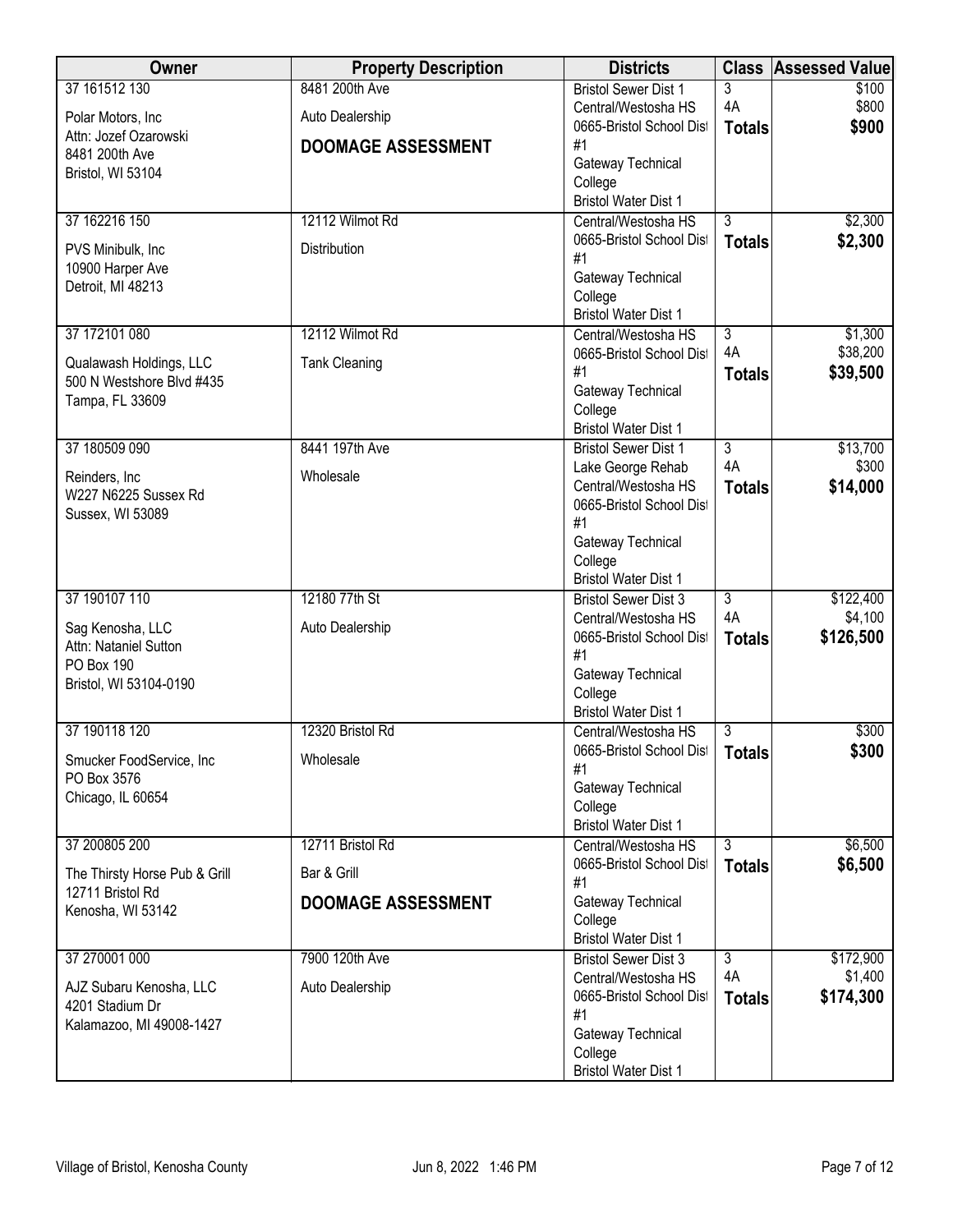| Owner | Property Description | Districts | Class | Assessed Value |
|---|---|---|---|---|
| 37 161512 130<br>Polar Motors, Inc<br>Attn: Jozef Ozarowski<br>8481 200th Ave<br>Bristol, WI 53104 | 8481 200th Ave<br>Auto Dealership<br>**DOOMAGE ASSESSMENT** | Bristol Sewer Dist 1<br>Central/Westosha HS<br>0665-Bristol School Dist #1<br>Gateway Technical College<br>Bristol Water Dist 1 | 3<br>4A<br>**Totals** | $100<br>$800<br>**$900** |
| 37 162216 150<br>PVS Minibulk, Inc<br>10900 Harper Ave<br>Detroit, MI 48213 | 12112 Wilmot Rd<br>Distribution | Central/Westosha HS<br>0665-Bristol School Dist #1<br>Gateway Technical College<br>Bristol Water Dist 1 | 3<br>**Totals** | $2,300<br>**$2,300** |
| 37 172101 080<br>Qualawash Holdings, LLC<br>500 N Westshore Blvd #435<br>Tampa, FL 33609 | 12112 Wilmot Rd<br>Tank Cleaning | Central/Westosha HS<br>0665-Bristol School Dist #1<br>Gateway Technical College<br>Bristol Water Dist 1 | 3<br>4A<br>**Totals** | $1,300<br>$38,200<br>**$39,500** |
| 37 180509 090<br>Reinders, Inc<br>W227 N6225 Sussex Rd<br>Sussex, WI 53089 | 8441 197th Ave<br>Wholesale | Bristol Sewer Dist 1<br>Lake George Rehab<br>Central/Westosha HS<br>0665-Bristol School Dist #1<br>Gateway Technical College<br>Bristol Water Dist 1 | 3<br>4A<br>**Totals** | $13,700<br>$300<br>**$14,000** |
| 37 190107 110<br>Sag Kenosha, LLC<br>Attn: Nataniel Sutton<br>PO Box 190<br>Bristol, WI 53104-0190 | 12180 77th St<br>Auto Dealership | Bristol Sewer Dist 3<br>Central/Westosha HS<br>0665-Bristol School Dist #1<br>Gateway Technical College<br>Bristol Water Dist 1 | 3<br>4A<br>**Totals** | $122,400<br>$4,100<br>**$126,500** |
| 37 190118 120<br>Smucker FoodService, Inc<br>PO Box 3576<br>Chicago, IL 60654 | 12320 Bristol Rd<br>Wholesale | Central/Westosha HS<br>0665-Bristol School Dist #1<br>Gateway Technical College<br>Bristol Water Dist 1 | 3<br>**Totals** | $300<br>**$300** |
| 37 200805 200<br>The Thirsty Horse Pub & Grill<br>12711 Bristol Rd<br>Kenosha, WI 53142 | 12711 Bristol Rd<br>Bar & Grill<br>**DOOMAGE ASSESSMENT** | Central/Westosha HS<br>0665-Bristol School Dist #1<br>Gateway Technical College<br>Bristol Water Dist 1 | 3<br>**Totals** | $6,500<br>**$6,500** |
| 37 270001 000<br>AJZ Subaru Kenosha, LLC<br>4201 Stadium Dr<br>Kalamazoo, MI 49008-1427 | 7900 120th Ave<br>Auto Dealership | Bristol Sewer Dist 3<br>Central/Westosha HS<br>0665-Bristol School Dist #1<br>Gateway Technical College<br>Bristol Water Dist 1 | 3<br>4A<br>**Totals** | $172,900<br>$1,400<br>**$174,300** |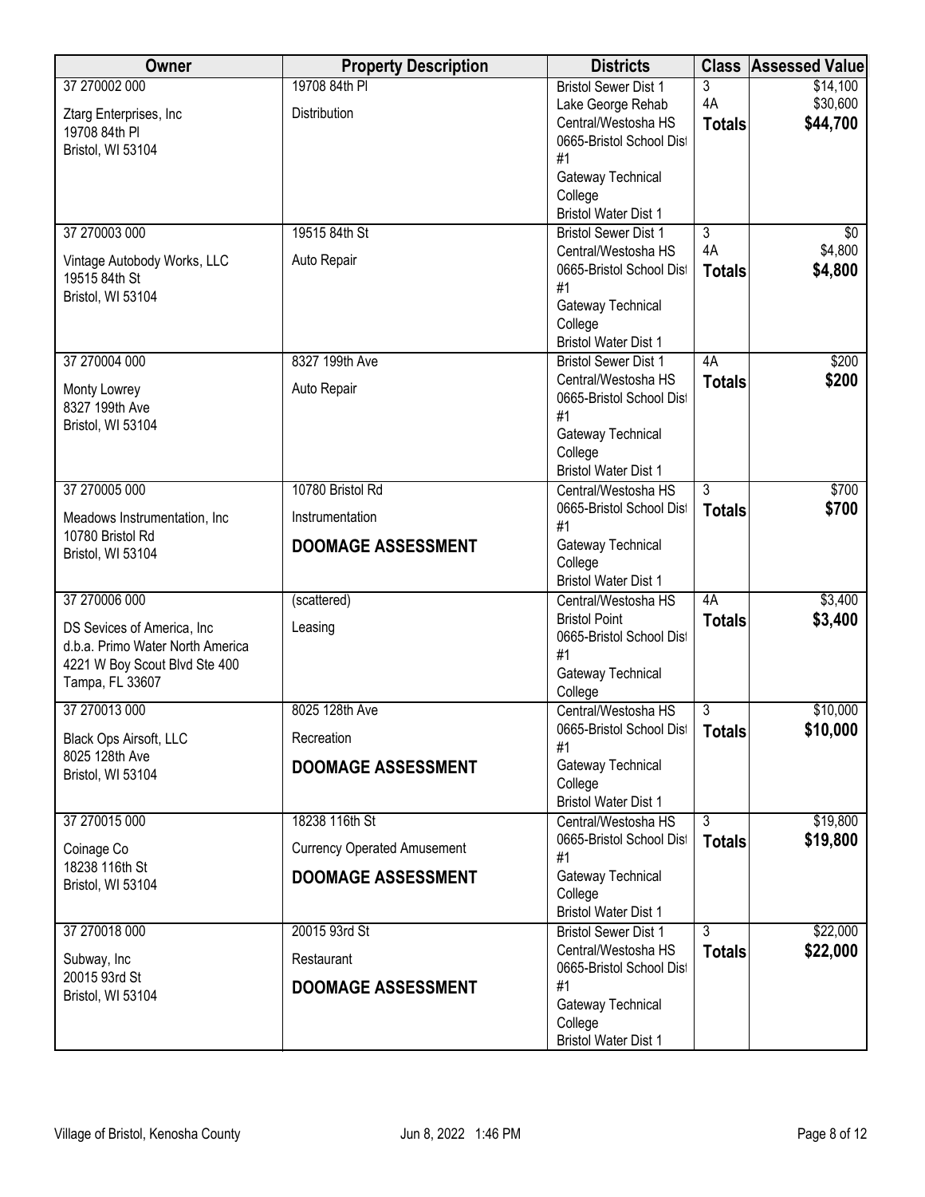| Owner | Property Description | Districts | Class | Assessed Value |
|---|---|---|---|---|
| 37 270002 000<br>Ztarg Enterprises, Inc<br>19708 84th Pl<br>Bristol, WI 53104 | 19708 84th Pl<br>Distribution | Bristol Sewer Dist 1<br>Lake George Rehab<br>Central/Westosha HS<br>0665-Bristol School Dist #1<br>Gateway Technical College<br>Bristol Water Dist 1 | 3<br>4A<br>**Totals** | $14,100<br>$30,600<br>**$44,700** |
| 37 270003 000<br>Vintage Autobody Works, LLC<br>19515 84th St<br>Bristol, WI 53104 | 19515 84th St<br>Auto Repair | Bristol Sewer Dist 1<br>Central/Westosha HS<br>0665-Bristol School Dist #1<br>Gateway Technical College<br>Bristol Water Dist 1 | 3<br>4A<br>**Totals** | $0<br>$4,800<br>**$4,800** |
| 37 270004 000<br>Monty Lowrey<br>8327 199th Ave<br>Bristol, WI 53104 | 8327 199th Ave<br>Auto Repair | Bristol Sewer Dist 1<br>Central/Westosha HS<br>0665-Bristol School Dist #1<br>Gateway Technical College<br>Bristol Water Dist 1 | 4A<br>**Totals** | $200<br>**$200** |
| 37 270005 000<br>Meadows Instrumentation, Inc<br>10780 Bristol Rd<br>Bristol, WI 53104 | 10780 Bristol Rd<br>Instrumentation<br>**DOOMAGE ASSESSMENT** | Central/Westosha HS<br>0665-Bristol School Dist #1<br>Gateway Technical College<br>Bristol Water Dist 1 | 3<br>**Totals** | $700<br>**$700** |
| 37 270006 000<br>DS Sevices of America, Inc<br>d.b.a. Primo Water North America<br>4221 W Boy Scout Blvd Ste 400<br>Tampa, FL 33607 | (scattered)<br>Leasing | Central/Westosha HS<br>Bristol Point<br>0665-Bristol School Dist #1<br>Gateway Technical College | 4A<br>**Totals** | $3,400<br>**$3,400** |
| 37 270013 000<br>Black Ops Airsoft, LLC<br>8025 128th Ave<br>Bristol, WI 53104 | 8025 128th Ave<br>Recreation<br>**DOOMAGE ASSESSMENT** | Central/Westosha HS<br>0665-Bristol School Dist #1<br>Gateway Technical College<br>Bristol Water Dist 1 | 3<br>**Totals** | $10,000<br>**$10,000** |
| 37 270015 000<br>Coinage Co<br>18238 116th St<br>Bristol, WI 53104 | 18238 116th St<br>Currency Operated Amusement<br>**DOOMAGE ASSESSMENT** | Central/Westosha HS<br>0665-Bristol School Dist #1<br>Gateway Technical College<br>Bristol Water Dist 1 | 3<br>**Totals** | $19,800<br>**$19,800** |
| 37 270018 000<br>Subway, Inc<br>20015 93rd St<br>Bristol, WI 53104 | 20015 93rd St<br>Restaurant<br>**DOOMAGE ASSESSMENT** | Bristol Sewer Dist 1<br>Central/Westosha HS<br>0665-Bristol School Dist #1<br>Gateway Technical College<br>Bristol Water Dist 1 | 3<br>**Totals** | $22,000<br>**$22,000** |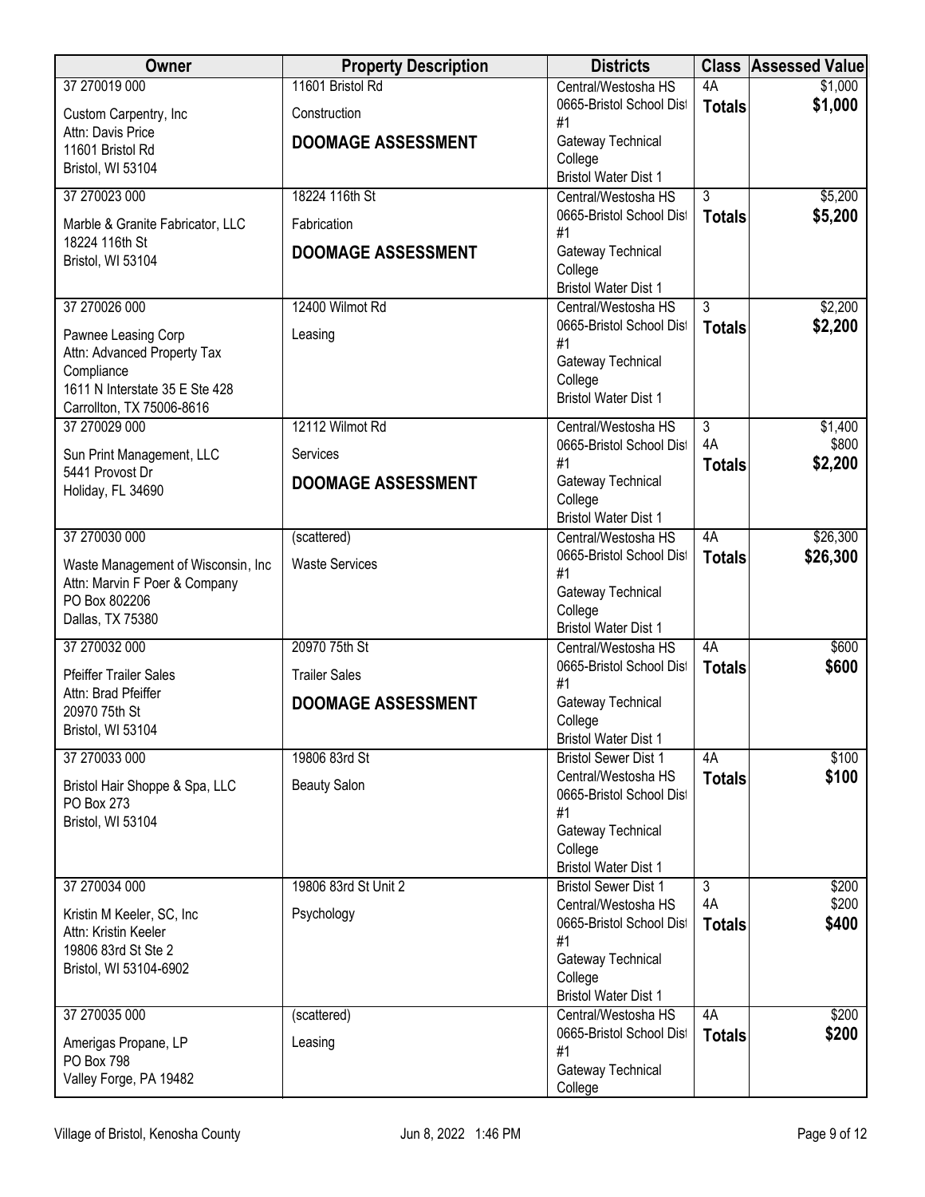| Owner | Property Description | Districts | Class | Assessed Value |
| --- | --- | --- | --- | --- |
| 37 270019 000<br>Custom Carpentry, Inc<br>Attn: Davis Price<br>11601 Bristol Rd<br>Bristol, WI 53104 | 11601 Bristol Rd<br>Construction<br>**DOOMAGE ASSESSMENT** | Central/Westosha HS<br>0665-Bristol School Dist #1<br>Gateway Technical College<br>Bristol Water Dist 1 | 4A<br>**Totals** | $1,000<br>**$1,000** |
| 37 270023 000<br>Marble & Granite Fabricator, LLC<br>18224 116th St<br>Bristol, WI 53104 | 18224 116th St<br>Fabrication<br>**DOOMAGE ASSESSMENT** | Central/Westosha HS<br>0665-Bristol School Dist #1<br>Gateway Technical College<br>Bristol Water Dist 1 | 3<br>**Totals** | $5,200<br>**$5,200** |
| 37 270026 000<br>Pawnee Leasing Corp<br>Attn: Advanced Property Tax Compliance<br>1611 N Interstate 35 E Ste 428<br>Carrollton, TX 75006-8616 | 12400 Wilmot Rd<br>Leasing | Central/Westosha HS<br>0665-Bristol School Dist #1<br>Gateway Technical College<br>Bristol Water Dist 1 | 3<br>**Totals** | $2,200<br>**$2,200** |
| 37 270029 000<br>Sun Print Management, LLC<br>5441 Provost Dr<br>Holiday, FL 34690 | 12112 Wilmot Rd<br>Services<br>**DOOMAGE ASSESSMENT** | Central/Westosha HS<br>0665-Bristol School Dist #1<br>Gateway Technical College<br>Bristol Water Dist 1 | 3<br>4A<br>**Totals** | $1,400<br>$800<br>**$2,200** |
| 37 270030 000<br>Waste Management of Wisconsin, Inc<br>Attn: Marvin F Poer & Company<br>PO Box 802206<br>Dallas, TX 75380 | (scattered)<br>Waste Services | Central/Westosha HS<br>0665-Bristol School Dist #1<br>Gateway Technical College<br>Bristol Water Dist 1 | 4A<br>**Totals** | $26,300<br>**$26,300** |
| 37 270032 000<br>Pfeiffer Trailer Sales<br>Attn: Brad Pfeiffer<br>20970 75th St<br>Bristol, WI 53104 | 20970 75th St<br>Trailer Sales<br>**DOOMAGE ASSESSMENT** | Central/Westosha HS<br>0665-Bristol School Dist #1<br>Gateway Technical College<br>Bristol Water Dist 1 | 4A<br>**Totals** | $600<br>**$600** |
| 37 270033 000<br>Bristol Hair Shoppe & Spa, LLC<br>PO Box 273<br>Bristol, WI 53104 | 19806 83rd St<br>Beauty Salon | Bristol Sewer Dist 1<br>Central/Westosha HS<br>0665-Bristol School Dist #1<br>Gateway Technical College<br>Bristol Water Dist 1 | 4A<br>**Totals** | $100<br>**$100** |
| 37 270034 000<br>Kristin M Keeler, SC, Inc<br>Attn: Kristin Keeler<br>19806 83rd St Ste 2<br>Bristol, WI 53104-6902 | 19806 83rd St Unit 2<br>Psychology | Bristol Sewer Dist 1<br>Central/Westosha HS<br>0665-Bristol School Dist #1<br>Gateway Technical College<br>Bristol Water Dist 1 | 3<br>4A<br>**Totals** | $200<br>$200<br>**$400** |
| 37 270035 000<br>Amerigas Propane, LP<br>PO Box 798<br>Valley Forge, PA 19482 | (scattered)<br>Leasing | Central/Westosha HS<br>0665-Bristol School Dist #1<br>Gateway Technical College | 4A<br>**Totals** | $200<br>**$200** |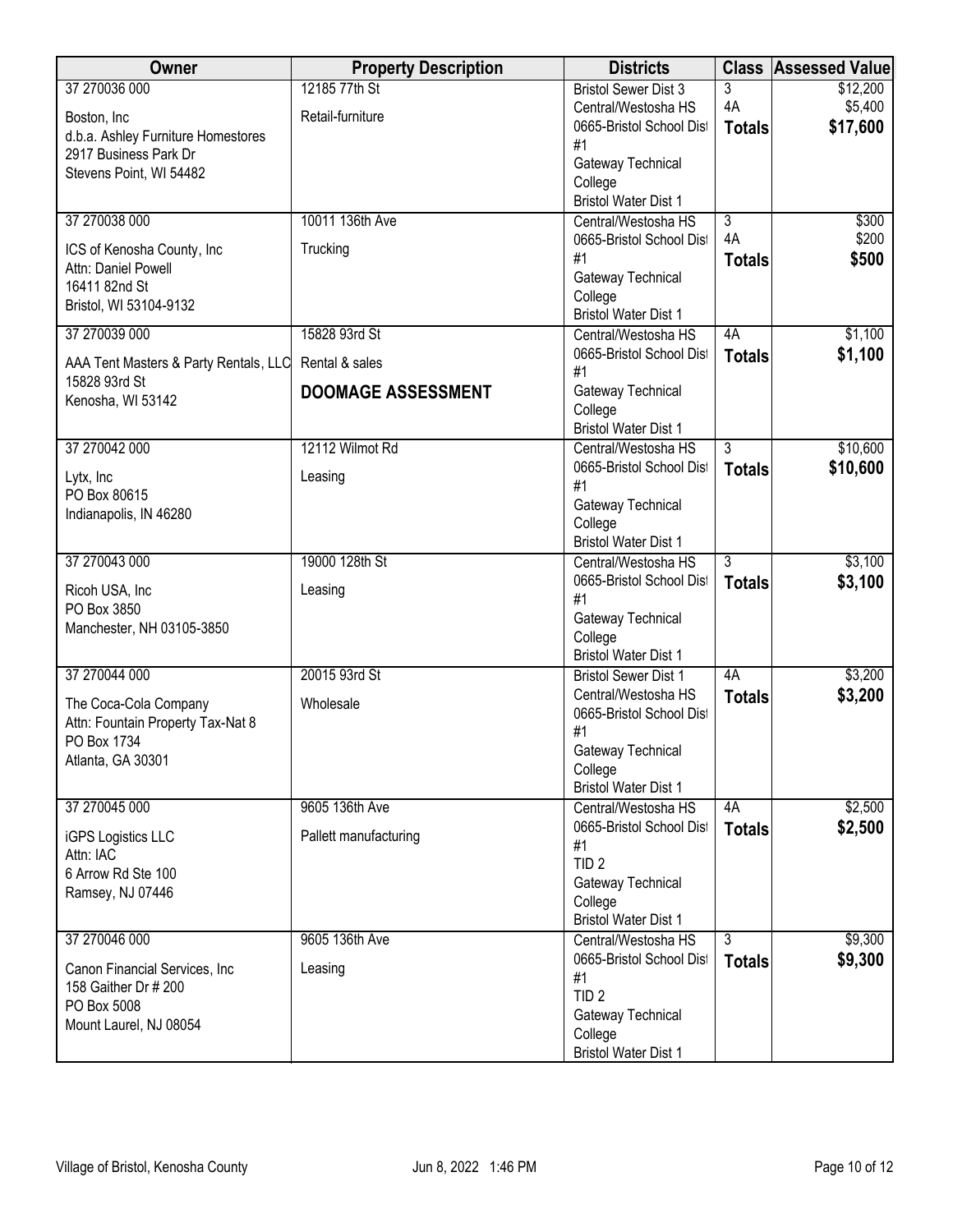| Owner | Property Description | Districts | Class | Assessed Value |
|---|---|---|---|---|
| 37 270036 000<br>Boston, Inc<br>d.b.a. Ashley Furniture Homestores<br>2917 Business Park Dr<br>Stevens Point, WI 54482 | 12185 77th St<br>Retail-furniture | Bristol Sewer Dist 3<br>Central/Westosha HS<br>0665-Bristol School Dist #1<br>Gateway Technical College<br>Bristol Water Dist 1 | 3<br>4A<br>**Totals** | $12,200<br>$5,400<br>**$17,600** |
| 37 270038 000<br>ICS of Kenosha County, Inc<br>Attn: Daniel Powell<br>16411 82nd St<br>Bristol, WI 53104-9132 | 10011 136th Ave<br>Trucking | Central/Westosha HS<br>0665-Bristol School Dist #1<br>Gateway Technical College<br>Bristol Water Dist 1 | 3<br>4A<br>**Totals** | $300<br>$200<br>**$500** |
| 37 270039 000<br>AAA Tent Masters & Party Rentals, LLC<br>15828 93rd St<br>Kenosha, WI 53142 | 15828 93rd St<br>Rental & sales<br>**DOOMAGE ASSESSMENT** | Central/Westosha HS<br>0665-Bristol School Dist #1<br>Gateway Technical College<br>Bristol Water Dist 1 | 4A<br>**Totals** | $1,100<br>**$1,100** |
| 37 270042 000<br>Lytx, Inc<br>PO Box 80615<br>Indianapolis, IN 46280 | 12112 Wilmot Rd<br>Leasing | Central/Westosha HS<br>0665-Bristol School Dist #1<br>Gateway Technical College<br>Bristol Water Dist 1 | 3<br>**Totals** | $10,600<br>**$10,600** |
| 37 270043 000<br>Ricoh USA, Inc<br>PO Box 3850<br>Manchester, NH 03105-3850 | 19000 128th St<br>Leasing | Central/Westosha HS<br>0665-Bristol School Dist #1<br>Gateway Technical College<br>Bristol Water Dist 1 | 3<br>**Totals** | $3,100<br>**$3,100** |
| 37 270044 000<br>The Coca-Cola Company<br>Attn: Fountain Property Tax-Nat 8<br>PO Box 1734<br>Atlanta, GA 30301 | 20015 93rd St<br>Wholesale | Bristol Sewer Dist 1<br>Central/Westosha HS<br>0665-Bristol School Dist #1<br>Gateway Technical College<br>Bristol Water Dist 1 | 4A<br>**Totals** | $3,200<br>**$3,200** |
| 37 270045 000<br>iGPS Logistics LLC<br>Attn: IAC<br>6 Arrow Rd Ste 100<br>Ramsey, NJ 07446 | 9605 136th Ave<br>Pallett manufacturing | Central/Westosha HS<br>0665-Bristol School Dist #1<br>TID 2<br>Gateway Technical College<br>Bristol Water Dist 1 | 4A<br>**Totals** | $2,500<br>**$2,500** |
| 37 270046 000<br>Canon Financial Services, Inc<br>158 Gaither Dr # 200<br>PO Box 5008<br>Mount Laurel, NJ 08054 | 9605 136th Ave<br>Leasing | Central/Westosha HS<br>0665-Bristol School Dist #1<br>TID 2<br>Gateway Technical College<br>Bristol Water Dist 1 | 3<br>**Totals** | $9,300<br>**$9,300** |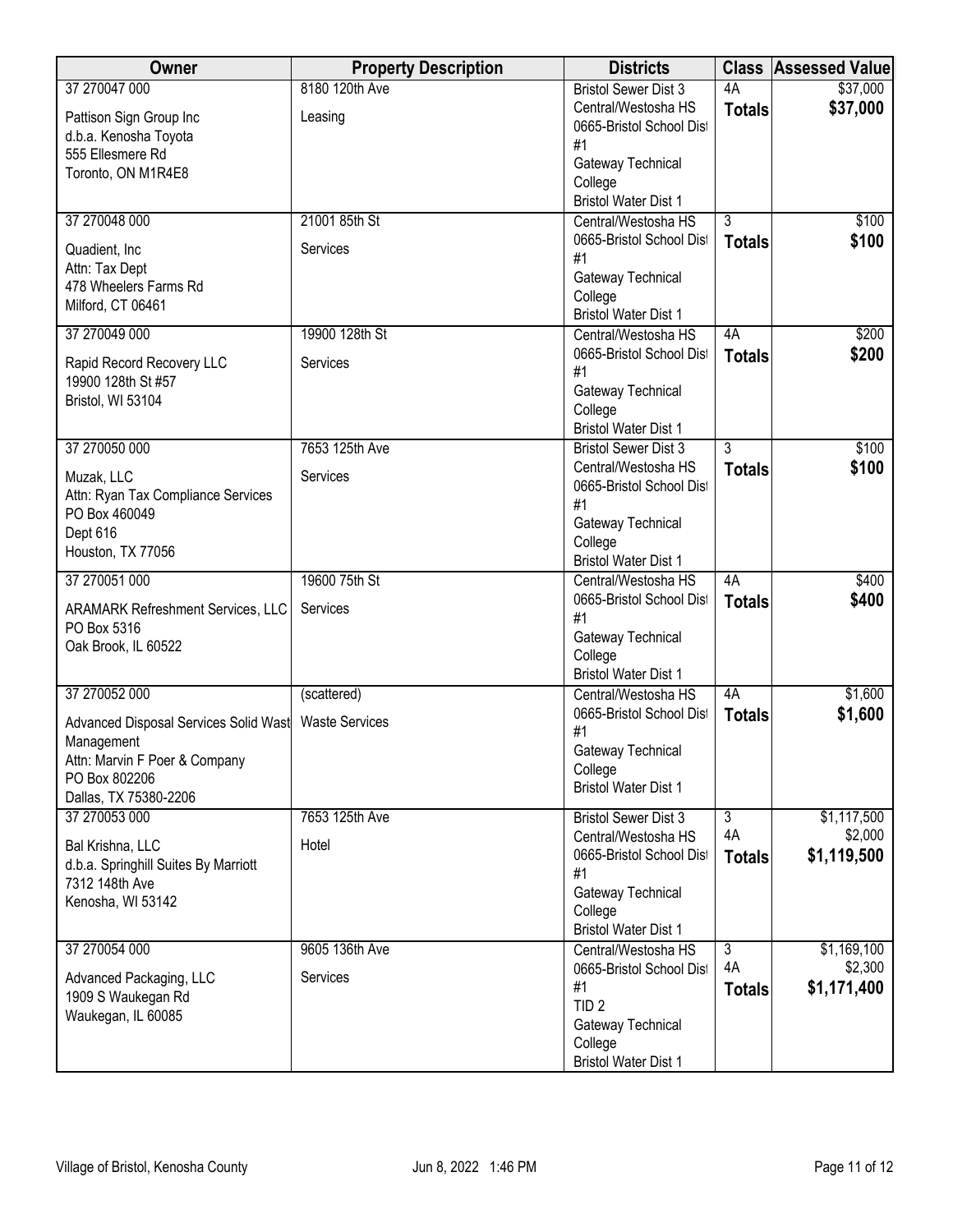| Owner | Property Description | Districts | Class | Assessed Value |
|---|---|---|---|---|
| 37 270047 000<br>Pattison Sign Group Inc<br>d.b.a. Kenosha Toyota<br>555 Ellesmere Rd<br>Toronto, ON M1R4E8 | 8180 120th Ave<br>Leasing | Bristol Sewer Dist 3<br>Central/Westosha HS<br>0665-Bristol School Dist #1<br>Gateway Technical College<br>Bristol Water Dist 1 | 4A<br>**Totals** | $37,000<br>**$37,000** |
| 37 270048 000<br>Quadient, Inc<br>Attn: Tax Dept<br>478 Wheelers Farms Rd<br>Milford, CT 06461 | 21001 85th St<br>Services | Central/Westosha HS<br>0665-Bristol School Dist #1<br>Gateway Technical College<br>Bristol Water Dist 1 | 3<br>**Totals** | $100<br>**$100** |
| 37 270049 000<br>Rapid Record Recovery LLC<br>19900 128th St #57<br>Bristol, WI 53104 | 19900 128th St<br>Services | Central/Westosha HS<br>0665-Bristol School Dist #1<br>Gateway Technical College<br>Bristol Water Dist 1 | 4A<br>**Totals** | $200<br>**$200** |
| 37 270050 000<br>Muzak, LLC<br>Attn: Ryan Tax Compliance Services<br>PO Box 460049<br>Dept 616<br>Houston, TX 77056 | 7653 125th Ave<br>Services | Bristol Sewer Dist 3<br>Central/Westosha HS<br>0665-Bristol School Dist #1<br>Gateway Technical College<br>Bristol Water Dist 1 | 3<br>**Totals** | $100<br>**$100** |
| 37 270051 000<br>ARAMARK Refreshment Services, LLC<br>PO Box 5316<br>Oak Brook, IL 60522 | 19600 75th St<br>Services | Central/Westosha HS<br>0665-Bristol School Dist #1<br>Gateway Technical College<br>Bristol Water Dist 1 | 4A<br>**Totals** | $400<br>**$400** |
| 37 270052 000<br>Advanced Disposal Services Solid Wast Management<br>Attn: Marvin F Poer & Company<br>PO Box 802206<br>Dallas, TX 75380-2206 | (scattered)<br>Waste Services | Central/Westosha HS<br>0665-Bristol School Dist #1<br>Gateway Technical College<br>Bristol Water Dist 1 | 4A<br>**Totals** | $1,600<br>**$1,600** |
| 37 270053 000<br>Bal Krishna, LLC<br>d.b.a. Springhill Suites By Marriott<br>7312 148th Ave<br>Kenosha, WI 53142 | 7653 125th Ave<br>Hotel | Bristol Sewer Dist 3<br>Central/Westosha HS<br>0665-Bristol School Dist #1<br>Gateway Technical College<br>Bristol Water Dist 1 | 3<br>4A<br>**Totals** | $1,117,500<br>$2,000<br>**$1,119,500** |
| 37 270054 000<br>Advanced Packaging, LLC<br>1909 S Waukegan Rd<br>Waukegan, IL 60085 | 9605 136th Ave<br>Services | Central/Westosha HS<br>0665-Bristol School Dist #1<br>TID 2<br>Gateway Technical College<br>Bristol Water Dist 1 | 3<br>4A<br>**Totals** | $1,169,100<br>$2,300<br>**$1,171,400** |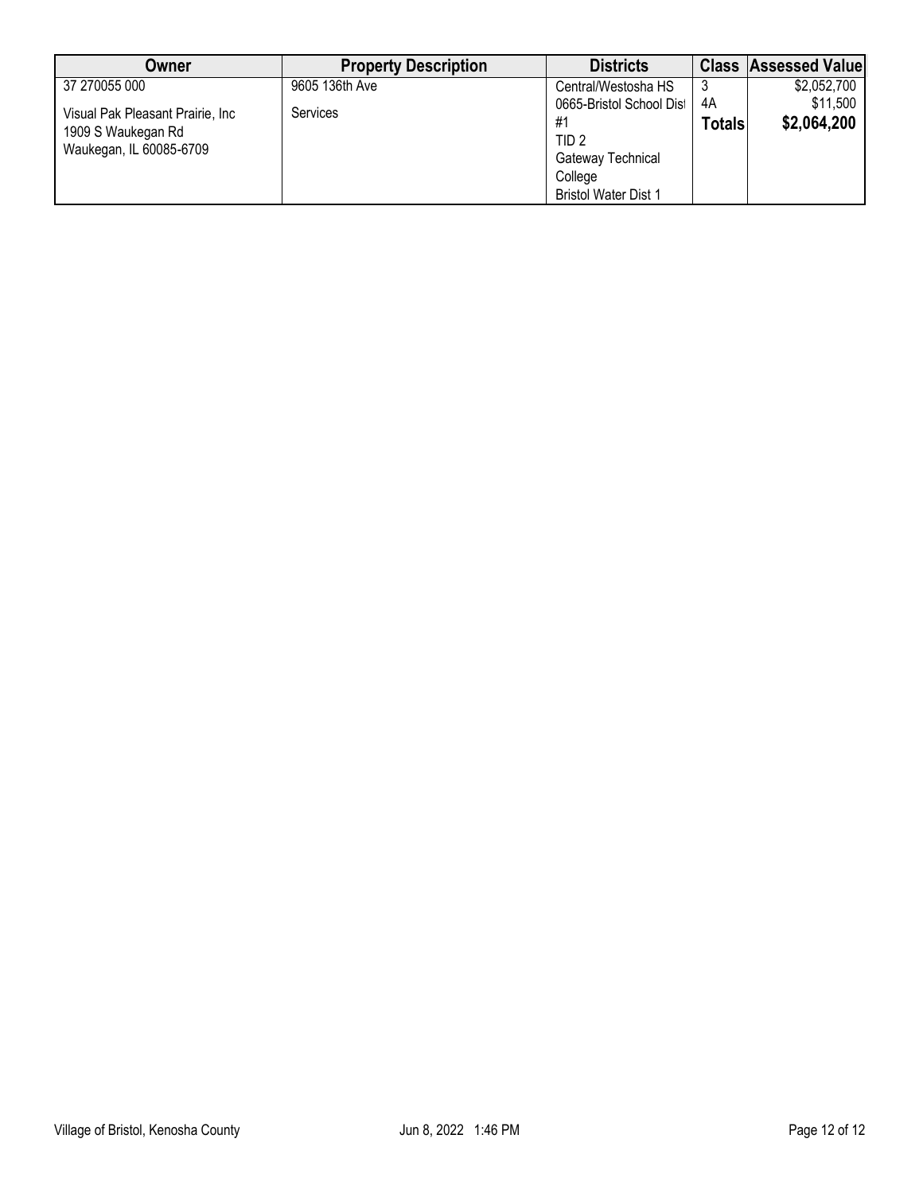| Owner | Property Description | Districts | Class | Assessed Value |
| --- | --- | --- | --- | --- |
| 37 270055 000<br><br>Visual Pak Pleasant Prairie, Inc<br>1909 S Waukegan Rd<br>Waukegan, IL 60085-6709 | 9605 136th Ave<br><br>Services | Central/Westosha HS<br>0665-Bristol School Dist #1<br>TID 2<br>Gateway Technical College<br>Bristol Water Dist 1 | 3<br>4A<br>**Totals** | $2,052,700<br>$11,500<br>**$2,064,200** |